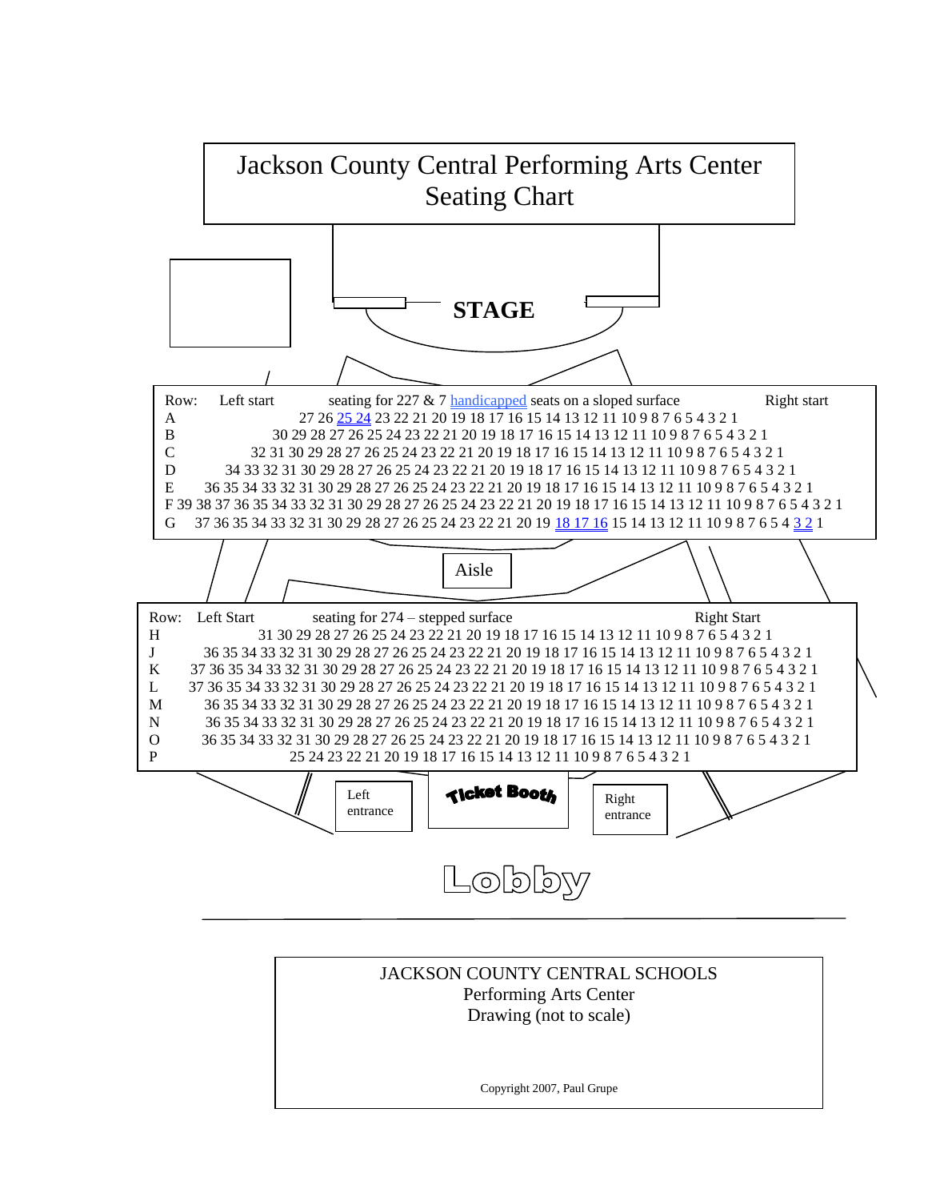# Jackson County Central Performing Arts Center Seating Chart

**STAGE**

Row: Left start — seating for 227 & 7 handicapped seats on a sloped surface — Right start

A 27 26 25 24 23 22 21 20 19 18 17 16 15 14 13 12 11 10 9 8 7 6 5 4 3 2 1
B 30 29 28 27 26 25 24 23 22 21 20 19 18 17 16 15 14 13 12 11 10 9 8 7 6 5 4 3 2 1
C 32 31 30 29 28 27 26 25 24 23 22 21 20 19 18 17 16 15 14 13 12 11 10 9 8 7 6 5 4 3 2 1
D 34 33 32 31 30 29 28 27 26 25 24 23 22 21 20 19 18 17 16 15 14 13 12 11 10 9 8 7 6 5 4 3 2 1
E 36 35 34 33 32 31 30 29 28 27 26 25 24 23 22 21 20 19 18 17 16 15 14 13 12 11 10 9 8 7 6 5 4 3 2 1
F 39 38 37 36 35 34 33 32 31 30 29 28 27 26 25 24 23 22 21 20 19 18 17 16 15 14 13 12 11 10 9 8 7 6 5 4 3 2 1
G 37 36 35 34 33 32 31 30 29 28 27 26 25 24 23 22 21 20 19 18 17 16 15 14 13 12 11 10 9 8 7 6 5 4 3 2 1

Aisle

Row: Left Start — seating for 274 – stepped surface — Right Start

H 31 30 29 28 27 26 25 24 23 22 21 20 19 18 17 16 15 14 13 12 11 10 9 8 7 6 5 4 3 2 1
J 36 35 34 33 32 31 30 29 28 27 26 25 24 23 22 21 20 19 18 17 16 15 14 13 12 11 10 9 8 7 6 5 4 3 2 1
K 37 36 35 34 33 32 31 30 29 28 27 26 25 24 23 22 21 20 19 18 17 16 15 14 13 12 11 10 9 8 7 6 5 4 3 2 1
L 37 36 35 34 33 32 31 30 29 28 27 26 25 24 23 22 21 20 19 18 17 16 15 14 13 12 11 10 9 8 7 6 5 4 3 2 1
M 36 35 34 33 32 31 30 29 28 27 26 25 24 23 22 21 20 19 18 17 16 15 14 13 12 11 10 9 8 7 6 5 4 3 2 1
N 36 35 34 33 32 31 30 29 28 27 26 25 24 23 22 21 20 19 18 17 16 15 14 13 12 11 10 9 8 7 6 5 4 3 2 1
O 36 35 34 33 32 31 30 29 28 27 26 25 24 23 22 21 20 19 18 17 16 15 14 13 12 11 10 9 8 7 6 5 4 3 2 1
P 25 24 23 22 21 20 19 18 17 16 15 14 13 12 11 10 9 8 7 6 5 4 3 2 1

Left entrance — Ticket Booth — Right entrance

Lobby

JACKSON COUNTY CENTRAL SCHOOLS
Performing Arts Center
Drawing (not to scale)

Copyright 2007, Paul Grupe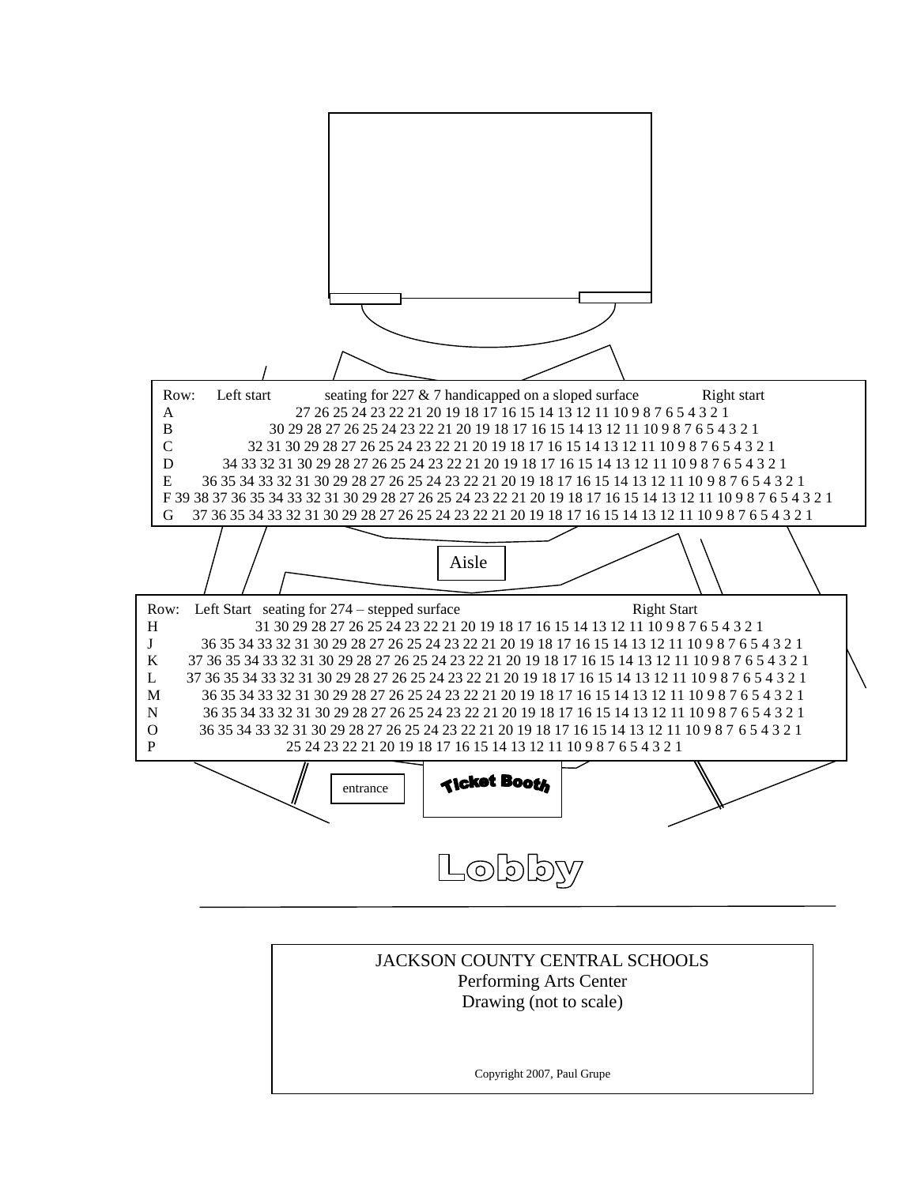Row: Left start seating for 227 & 7 handicapped on a sloped surface Right start

A 27 26 25 24 23 22 21 20 19 18 17 16 15 14 13 12 11 10 9 8 7 6 5 4 3 2 1

B 30 29 28 27 26 25 24 23 22 21 20 19 18 17 16 15 14 13 12 11 10 9 8 7 6 5 4 3 2 1

C 32 31 30 29 28 27 26 25 24 23 22 21 20 19 18 17 16 15 14 13 12 11 10 9 8 7 6 5 4 3 2 1

D 34 33 32 31 30 29 28 27 26 25 24 23 22 21 20 19 18 17 16 15 14 13 12 11 10 9 8 7 6 5 4 3 2 1

E 36 35 34 33 32 31 30 29 28 27 26 25 24 23 22 21 20 19 18 17 16 15 14 13 12 11 10 9 8 7 6 5 4 3 2 1

F 39 38 37 36 35 34 33 32 31 30 29 28 27 26 25 24 23 22 21 20 19 18 17 16 15 14 13 12 11 10 9 8 7 6 5 4 3 2 1

G 37 36 35 34 33 32 31 30 29 28 27 26 25 24 23 22 21 20 19 18 17 16 15 14 13 12 11 10 9 8 7 6 5 4 3 2 1

Aisle

Row: Left Start seating for 274 – stepped surface Right Start

H 31 30 29 28 27 26 25 24 23 22 21 20 19 18 17 16 15 14 13 12 11 10 9 8 7 6 5 4 3 2 1

J 36 35 34 33 32 31 30 29 28 27 26 25 24 23 22 21 20 19 18 17 16 15 14 13 12 11 10 9 8 7 6 5 4 3 2 1

K 37 36 35 34 33 32 31 30 29 28 27 26 25 24 23 22 21 20 19 18 17 16 15 14 13 12 11 10 9 8 7 6 5 4 3 2 1

L 37 36 35 34 33 32 31 30 29 28 27 26 25 24 23 22 21 20 19 18 17 16 15 14 13 12 11 10 9 8 7 6 5 4 3 2 1

M 36 35 34 33 32 31 30 29 28 27 26 25 24 23 22 21 20 19 18 17 16 15 14 13 12 11 10 9 8 7 6 5 4 3 2 1

N 36 35 34 33 32 31 30 29 28 27 26 25 24 23 22 21 20 19 18 17 16 15 14 13 12 11 10 9 8 7 6 5 4 3 2 1

O 36 35 34 33 32 31 30 29 28 27 26 25 24 23 22 21 20 19 18 17 16 15 14 13 12 11 10 9 8 7 6 5 4 3 2 1

P 25 24 23 22 21 20 19 18 17 16 15 14 13 12 11 10 9 8 7 6 5 4 3 2 1

entrance

Ticket Booth

Lobby

JACKSON COUNTY CENTRAL SCHOOLS
Performing Arts Center
Drawing (not to scale)

Copyright 2007, Paul Grupe